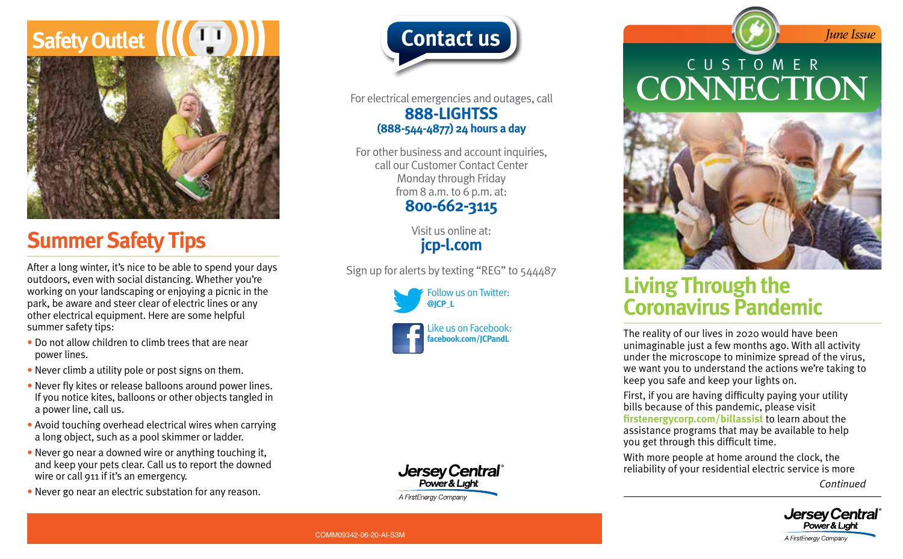# Safety Outlet

## Summer Safety Tips

After a long winter, it's nice to be able to spend your days outdoors, even with social distancing. Whether you're working on your landscaping or enjoying a picnic in the park, be aware and steer clear of electric lines or any other electrical equipment. Here are some helpful summer safety tips:

- Do not allow children to climb trees that are near power lines.
- Never climb a utility pole or post signs on them.
- Never fly kites or release balloons around power lines. If you notice kites, balloons or other objects tangled in a power line, call us.
- Avoid touching overhead electrical wires when carrying a long object, such as a pool skimmer or ladder.
- Never go near a downed wire or anything touching it, and keep your pets clear. Call us to report the downed wire or call 911 if it's an emergency.
- Never go near an electric substation for any reason.

# Contact us

For electrical emergencies and outages, call
**888-LIGHTSS**
**(888-544-4877) 24 hours a day**

For other business and account inquiries, call our Customer Contact Center Monday through Friday from 8 a.m. to 6 p.m. at:
**800-662-3115**

Visit us online at:
**jcp-l.com**

Sign up for alerts by texting "REG" to 544487

Follow us on Twitter:
**@JCP_L**

Like us on Facebook:
**facebook.com/JCPandL**

Jersey Central Power & Light
A FirstEnergy Company

COMM09342-06-20-AI-S3M

*June Issue*

# CUSTOMER CONNECTION

## Living Through the Coronavirus Pandemic

The reality of our lives in 2020 would have been unimaginable just a few months ago. With all activity under the microscope to minimize spread of the virus, we want you to understand the actions we're taking to keep you safe and keep your lights on.

First, if you are having difficulty paying your utility bills because of this pandemic, please visit **firstenergycorp.com/billassist** to learn about the assistance programs that may be available to help you get through this difficult time.

With more people at home around the clock, the reliability of your residential electric service is more

*Continued*

Jersey Central Power & Light
A FirstEnergy Company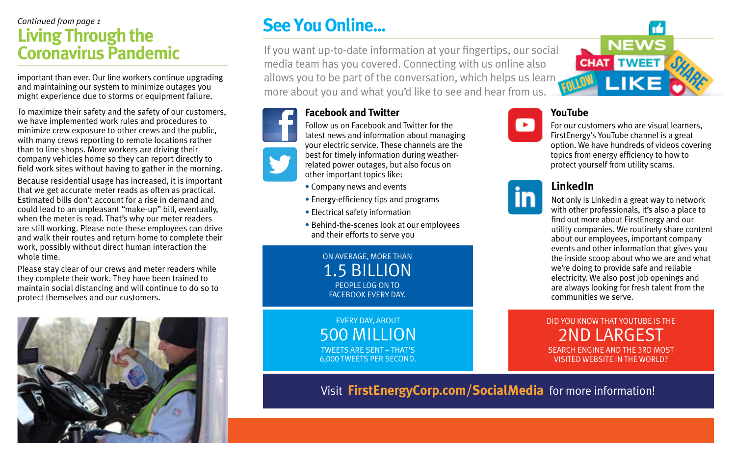*Continued from page 1*

## Living Through the Coronavirus Pandemic

important than ever. Our line workers continue upgrading and maintaining our system to minimize outages you might experience due to storms or equipment failure.

To maximize their safety and the safety of our customers, we have implemented work rules and procedures to minimize crew exposure to other crews and the public, with many crews reporting to remote locations rather than to line shops. More workers are driving their company vehicles home so they can report directly to field work sites without having to gather in the morning.

Because residential usage has increased, it is important that we get accurate meter reads as often as practical. Estimated bills don't account for a rise in demand and could lead to an unpleasant "make-up" bill, eventually, when the meter is read. That's why our meter readers are still working. Please note these employees can drive and walk their routes and return home to complete their work, possibly without direct human interaction the whole time.

Please stay clear of our crews and meter readers while they complete their work. They have been trained to maintain social distancing and will continue to do so to protect themselves and our customers.

## See You Online...

If you want up-to-date information at your fingertips, our social media team has you covered. Connecting with us online also allows you to be part of the conversation, which helps us learn more about you and what you'd like to see and hear from us.

### Facebook and Twitter

Follow us on Facebook and Twitter for the latest news and information about managing your electric service. These channels are the best for timely information during weather-related power outages, but also focus on other important topics like:

- Company news and events
- Energy-efficiency tips and programs
- Electrical safety information
- Behind-the-scenes look at our employees and their efforts to serve you

ON AVERAGE, MORE THAN
**1.5 BILLION**
PEOPLE LOG ON TO FACEBOOK EVERY DAY.

EVERY DAY, ABOUT
**500 MILLION**
TWEETS ARE SENT – THAT'S 6,000 TWEETS PER SECOND.

### YouTube

For our customers who are visual learners, FirstEnergy's YouTube channel is a great option. We have hundreds of videos covering topics from energy efficiency to how to protect yourself from utility scams.

### LinkedIn

Not only is LinkedIn a great way to network with other professionals, it's also a place to find out more about FirstEnergy and our utility companies. We routinely share content about our employees, important company events and other information that gives you the inside scoop about who we are and what we're doing to provide safe and reliable electricity. We also post job openings and are always looking for fresh talent from the communities we serve.

DID YOU KNOW THAT YOUTUBE IS THE
**2ND LARGEST**
SEARCH ENGINE AND THE 3RD MOST VISITED WEBSITE IN THE WORLD?

Visit **FirstEnergyCorp.com/SocialMedia** for more information!